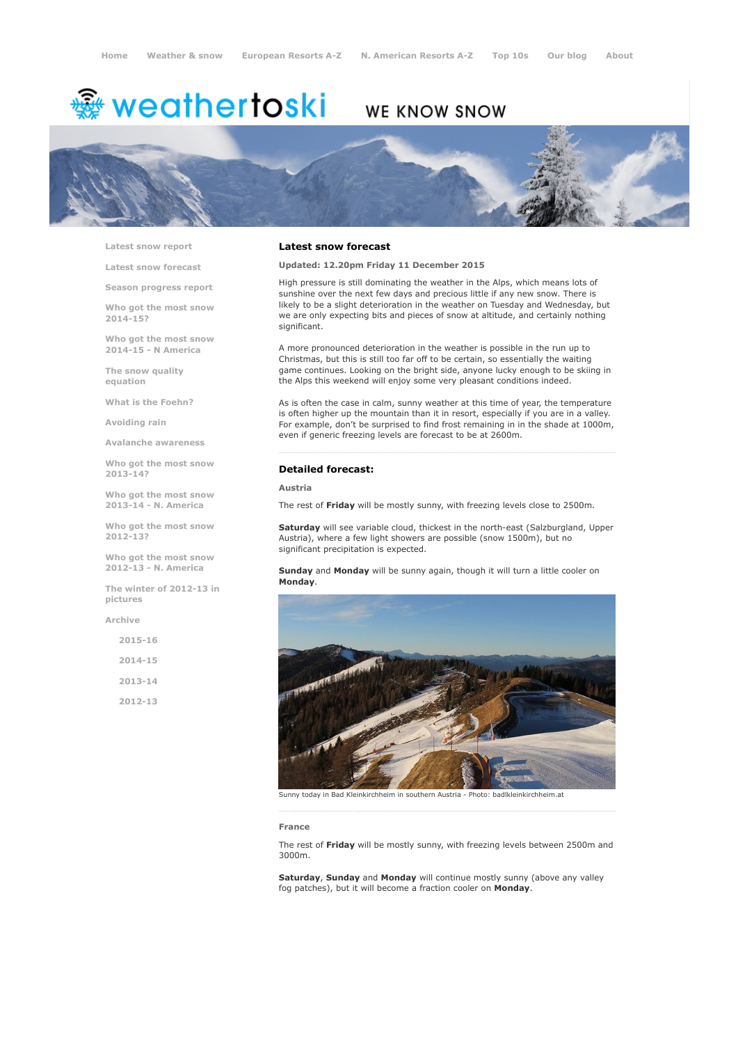Home | Weather & snow | European Resorts A-Z | N. American Resorts A-Z | Top 10s | Our blog | About

weathertoski WE KNOW SNOW

- Latest snow report
- Latest snow forecast
- Season progress report
- Who got the most snow 2014-15?
- Who got the most snow 2014-15 - N America
- The snow quality equation
- What is the Foehn?
- Avoiding rain
- Avalanche awareness
- Who got the most snow 2013-14?
- Who got the most snow 2013-14 - N. America
- Who got the most snow 2012-13?
- Who got the most snow 2012-13 - N. America
- The winter of 2012-13 in pictures
- Archive
  - 2015-16
  - 2014-15
  - 2013-14
  - 2012-13

## Latest snow forecast

**Updated: 12.20pm Friday 11 December 2015**

High pressure is still dominating the weather in the Alps, which means lots of sunshine over the next few days and precious little if any new snow. There is likely to be a slight deterioration in the weather on Tuesday and Wednesday, but we are only expecting bits and pieces of snow at altitude, and certainly nothing significant.

A more pronounced deterioration in the weather is possible in the run up to Christmas, but this is still too far off to be certain, so essentially the waiting game continues. Looking on the bright side, anyone lucky enough to be skiing in the Alps this weekend will enjoy some very pleasant conditions indeed.

As is often the case in calm, sunny weather at this time of year, the temperature is often higher up the mountain than it in resort, especially if you are in a valley. For example, don't be surprised to find frost remaining in in the shade at 1000m, even if generic freezing levels are forecast to be at 2600m.

## Detailed forecast:

### Austria

The rest of **Friday** will be mostly sunny, with freezing levels close to 2500m.

**Saturday** will see variable cloud, thickest in the north-east (Salzburgland, Upper Austria), where a few light showers are possible (snow 1500m), but no significant precipitation is expected.

**Sunday** and **Monday** will be sunny again, though it will turn a little cooler on **Monday**.

Sunny today in Bad Kleinkirchheim in southern Austria - Photo: badkleinkirchheim.at

### France

The rest of **Friday** will be mostly sunny, with freezing levels between 2500m and 3000m.

**Saturday**, **Sunday** and **Monday** will continue mostly sunny (above any valley fog patches), but it will become a fraction cooler on **Monday**.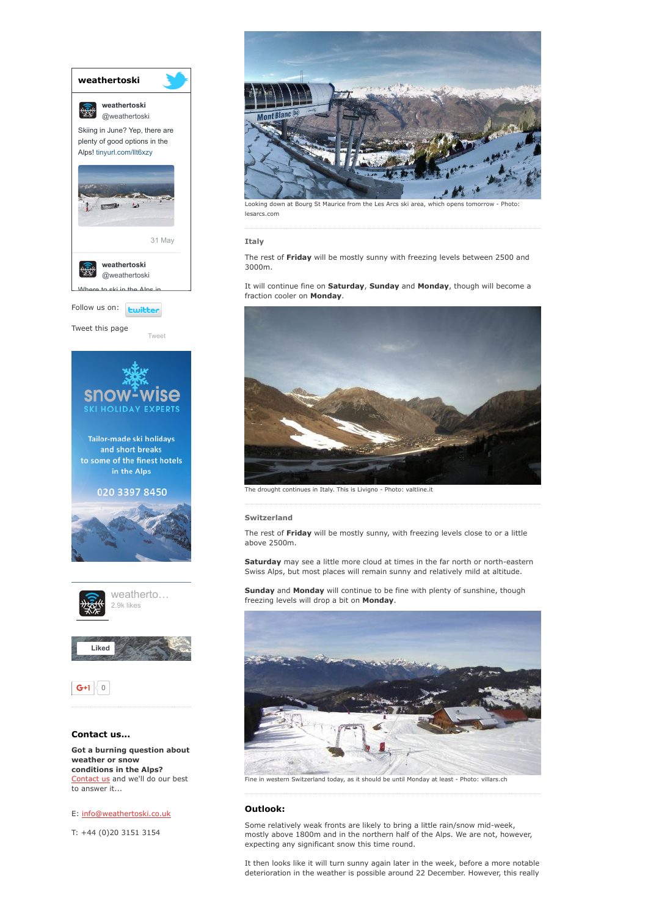**weathertoski**

weathertoski
@weathertoski

Skiing in June? Yep, there are plenty of good options in the Alps! tinyurl.com/llt6xzy

31 May

weathertoski
@weathertoski

Where to ski in the Alps in...

Follow us on: twitter

Tweet this page

Tweet

snow-wise
SKI HOLIDAY EXPERTS

Tailor-made ski holidays and short breaks to some of the finest hotels in the Alps

020 3397 8450

weatherto...
2.9k likes

Liked

G+1 0

### Contact us...

**Got a burning question about weather or snow conditions in the Alps?**
Contact us and we'll do our best to answer it...

E: info@weathertoski.co.uk

T: +44 (0)20 3151 3154

Looking down at Bourg St Maurice from the Les Arcs ski area, which opens tomorrow - Photo: lesarcs.com

### Italy

The rest of **Friday** will be mostly sunny with freezing levels between 2500 and 3000m.

It will continue fine on **Saturday**, **Sunday** and **Monday**, though will become a fraction cooler on **Monday**.

The drought continues in Italy. This is Livigno - Photo: valtline.it

### Switzerland

The rest of **Friday** will be mostly sunny, with freezing levels close to or a little above 2500m.

**Saturday** may see a little more cloud at times in the far north or north-eastern Swiss Alps, but most places will remain sunny and relatively mild at altitude.

**Sunday** and **Monday** will continue to be fine with plenty of sunshine, though freezing levels will drop a bit on **Monday**.

Fine in western Switzerland today, as it should be until Monday at least - Photo: villars.ch

## Outlook:

Some relatively weak fronts are likely to bring a little rain/snow mid-week, mostly above 1800m and in the northern half of the Alps. We are not, however, expecting any significant snow this time round.

It then looks like it will turn sunny again later in the week, before a more notable deterioration in the weather is possible around 22 December. However, this really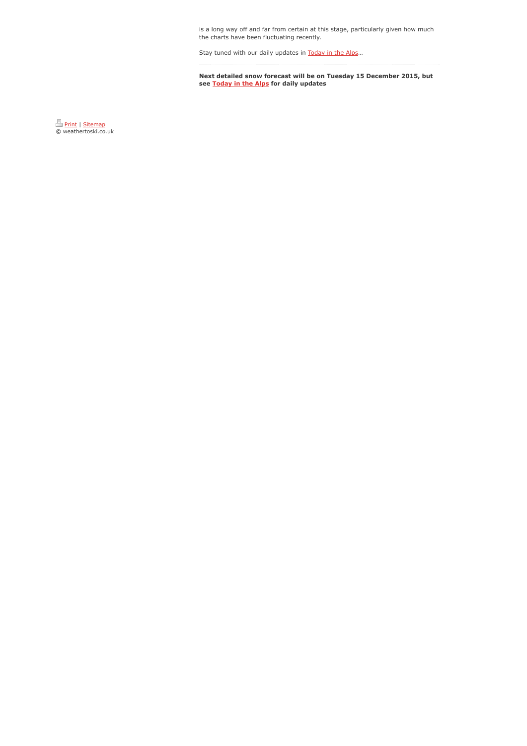is a long way off and far from certain at this stage, particularly given how much the charts have been fluctuating recently.

Stay tuned with our daily updates in Today in the Alps…

---

**Next detailed snow forecast will be on Tuesday 15 December 2015, but see Today in the Alps for daily updates**

Print | Sitemap
© weathertoski.co.uk